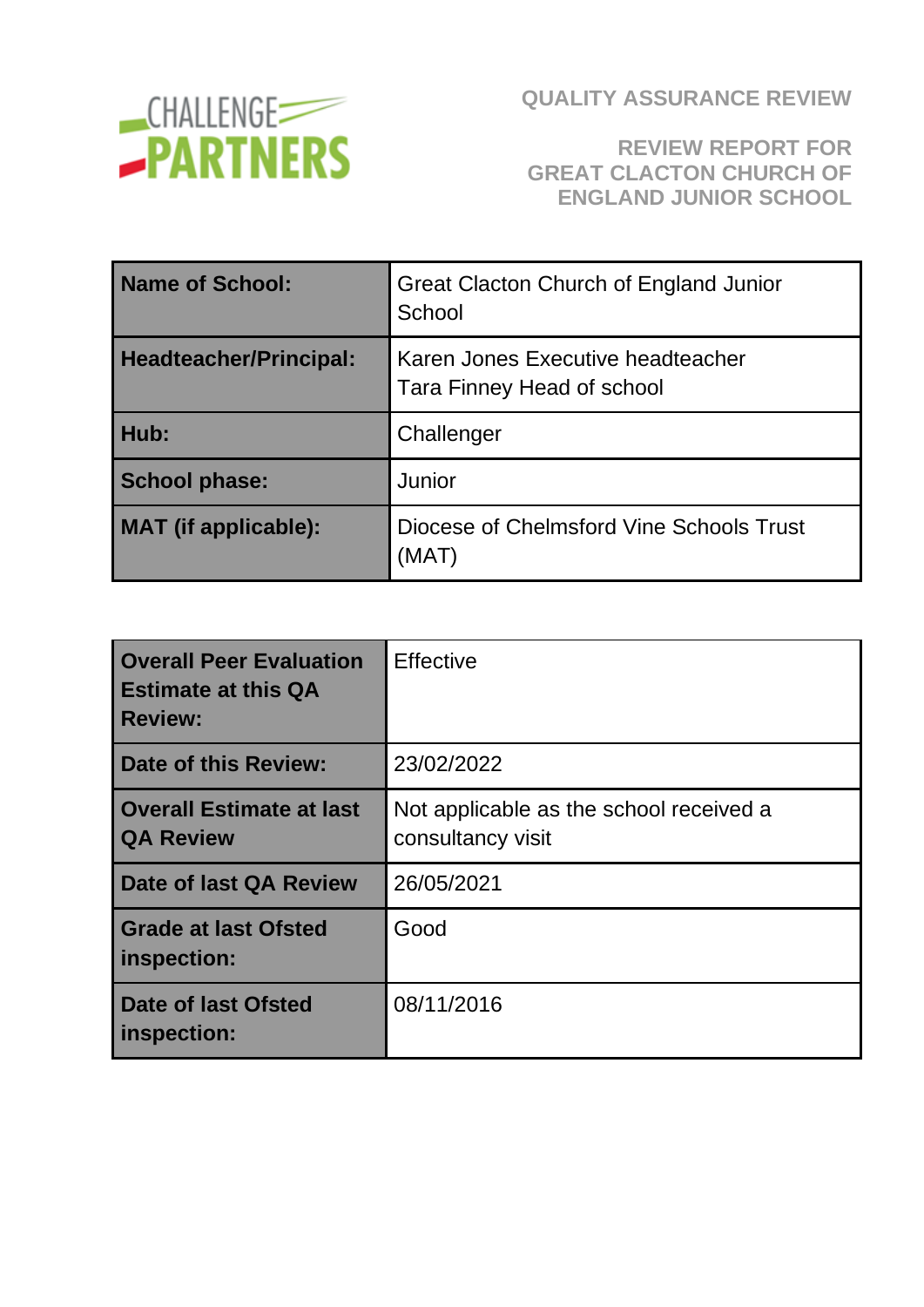CHALLENGE PARTNERS

# QUALITY ASSURANCE REVIEW

## REVIEW REPORT FOR GREAT CLACTON CHURCH OF ENGLAND JUNIOR SCHOOL

| | |
|---|---|
| **Name of School:** | Great Clacton Church of England Junior School |
| **Headteacher/Principal:** | Karen Jones Executive headteacher<br>Tara Finney Head of school |
| **Hub:** | Challenger |
| **School phase:** | Junior |
| **MAT (if applicable):** | Diocese of Chelmsford Vine Schools Trust (MAT) |

| | |
|---|---|
| **Overall Peer Evaluation Estimate at this QA Review:** | Effective |
| **Date of this Review:** | 23/02/2022 |
| **Overall Estimate at last QA Review** | Not applicable as the school received a consultancy visit |
| **Date of last QA Review** | 26/05/2021 |
| **Grade at last Ofsted inspection:** | Good |
| **Date of last Ofsted inspection:** | 08/11/2016 |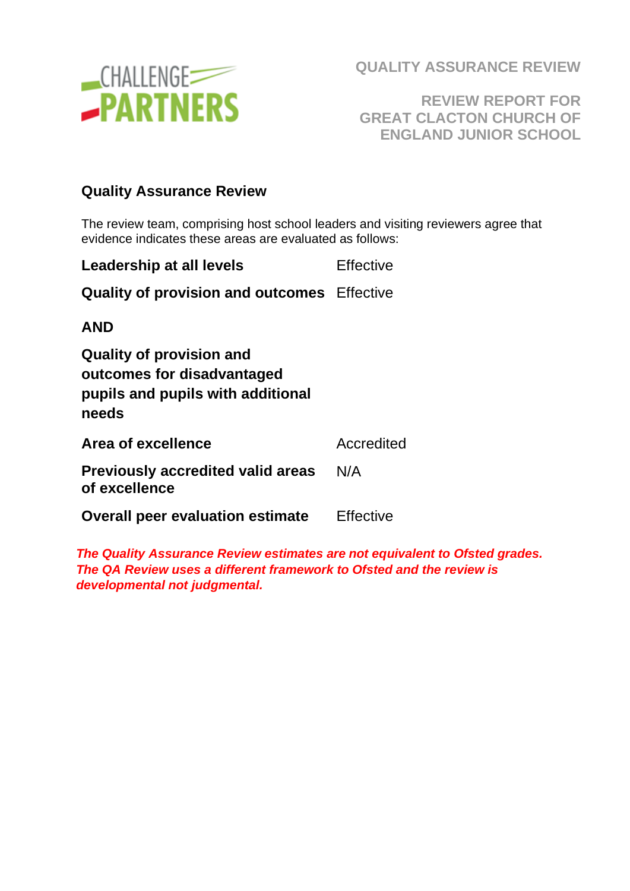QUALITY ASSURANCE REVIEW

REVIEW REPORT FOR GREAT CLACTON CHURCH OF ENGLAND JUNIOR SCHOOL

## Quality Assurance Review

The review team, comprising host school leaders and visiting reviewers agree that evidence indicates these areas are evaluated as follows:

| | |
|---|---|
| **Leadership at all levels** | Effective |
| **Quality of provision and outcomes** | Effective |
| **AND** | |
| **Quality of provision and outcomes for disadvantaged pupils and pupils with additional needs** | |
| **Area of excellence** | Accredited |
| **Previously accredited valid areas of excellence** | N/A |
| **Overall peer evaluation estimate** | Effective |

***The Quality Assurance Review estimates are not equivalent to Ofsted grades. The QA Review uses a different framework to Ofsted and the review is developmental not judgmental.***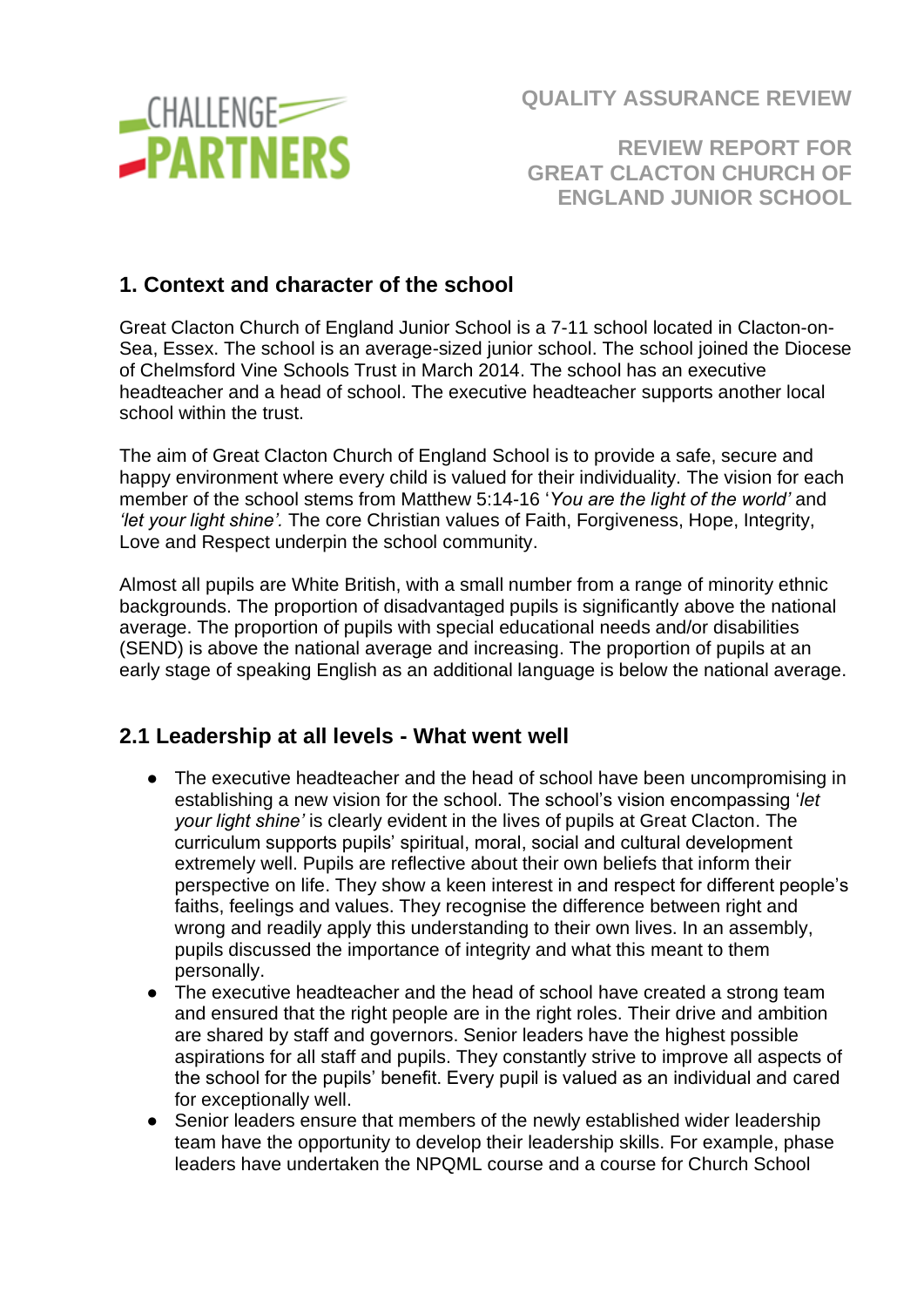# QUALITY ASSURANCE REVIEW

## REVIEW REPORT FOR GREAT CLACTON CHURCH OF ENGLAND JUNIOR SCHOOL

## 1. Context and character of the school

Great Clacton Church of England Junior School is a 7-11 school located in Clacton-on-Sea, Essex. The school is an average-sized junior school. The school joined the Diocese of Chelmsford Vine Schools Trust in March 2014. The school has an executive headteacher and a head of school. The executive headteacher supports another local school within the trust.

The aim of Great Clacton Church of England School is to provide a safe, secure and happy environment where every child is valued for their individuality. The vision for each member of the school stems from Matthew 5:14-16 '*You are the light of the world'* and *'let your light shine'.* The core Christian values of Faith, Forgiveness, Hope, Integrity, Love and Respect underpin the school community.

Almost all pupils are White British, with a small number from a range of minority ethnic backgrounds. The proportion of disadvantaged pupils is significantly above the national average. The proportion of pupils with special educational needs and/or disabilities (SEND) is above the national average and increasing. The proportion of pupils at an early stage of speaking English as an additional language is below the national average.

## 2.1 Leadership at all levels - What went well

- The executive headteacher and the head of school have been uncompromising in establishing a new vision for the school. The school's vision encompassing '*let your light shine'* is clearly evident in the lives of pupils at Great Clacton. The curriculum supports pupils' spiritual, moral, social and cultural development extremely well. Pupils are reflective about their own beliefs that inform their perspective on life. They show a keen interest in and respect for different people's faiths, feelings and values. They recognise the difference between right and wrong and readily apply this understanding to their own lives. In an assembly, pupils discussed the importance of integrity and what this meant to them personally.
- The executive headteacher and the head of school have created a strong team and ensured that the right people are in the right roles. Their drive and ambition are shared by staff and governors. Senior leaders have the highest possible aspirations for all staff and pupils. They constantly strive to improve all aspects of the school for the pupils' benefit. Every pupil is valued as an individual and cared for exceptionally well.
- Senior leaders ensure that members of the newly established wider leadership team have the opportunity to develop their leadership skills. For example, phase leaders have undertaken the NPQML course and a course for Church School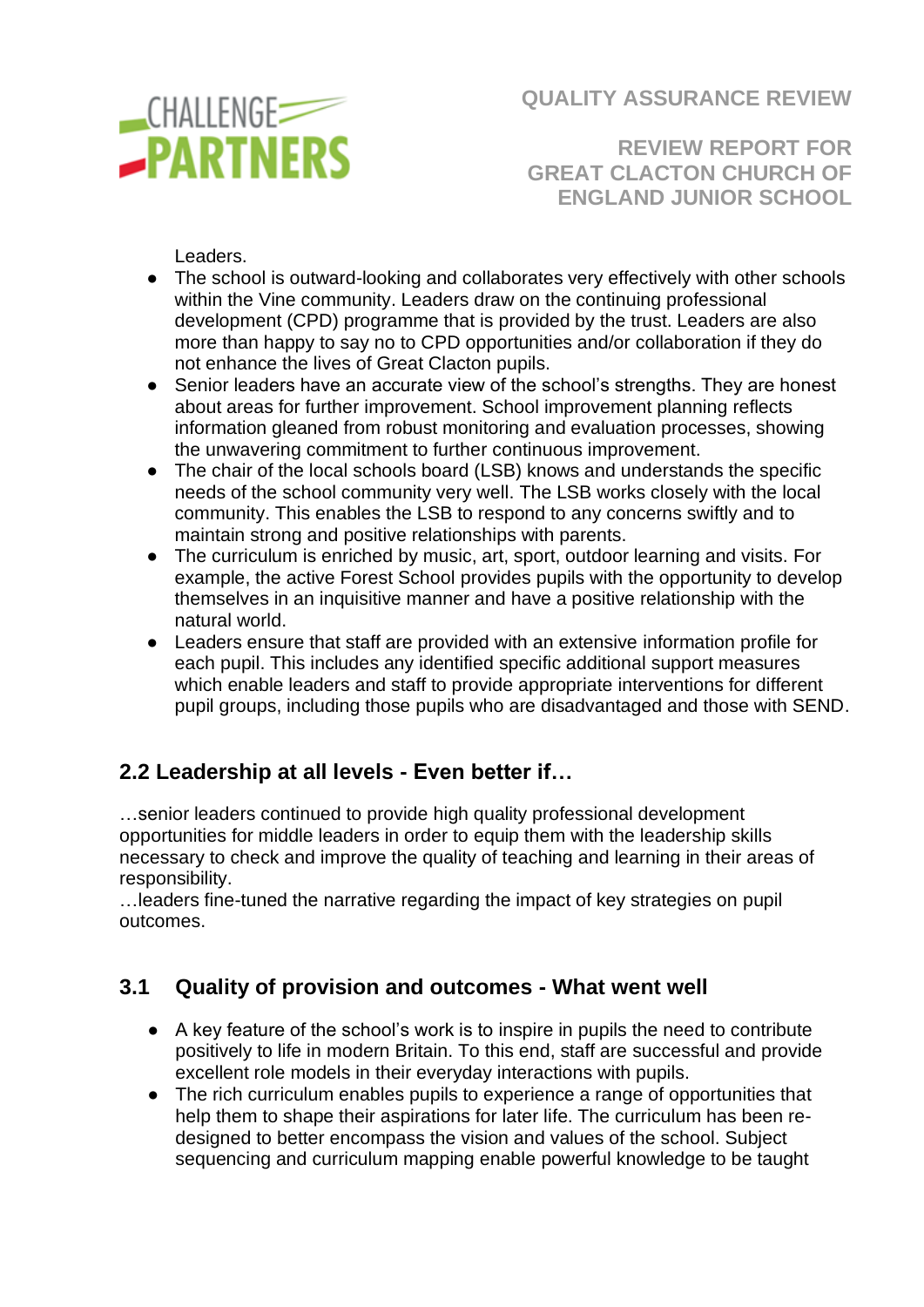Leaders.

- The school is outward-looking and collaborates very effectively with other schools within the Vine community. Leaders draw on the continuing professional development (CPD) programme that is provided by the trust. Leaders are also more than happy to say no to CPD opportunities and/or collaboration if they do not enhance the lives of Great Clacton pupils.
- Senior leaders have an accurate view of the school's strengths. They are honest about areas for further improvement. School improvement planning reflects information gleaned from robust monitoring and evaluation processes, showing the unwavering commitment to further continuous improvement.
- The chair of the local schools board (LSB) knows and understands the specific needs of the school community very well. The LSB works closely with the local community. This enables the LSB to respond to any concerns swiftly and to maintain strong and positive relationships with parents.
- The curriculum is enriched by music, art, sport, outdoor learning and visits. For example, the active Forest School provides pupils with the opportunity to develop themselves in an inquisitive manner and have a positive relationship with the natural world.
- Leaders ensure that staff are provided with an extensive information profile for each pupil. This includes any identified specific additional support measures which enable leaders and staff to provide appropriate interventions for different pupil groups, including those pupils who are disadvantaged and those with SEND.

## 2.2 Leadership at all levels - Even better if…

…senior leaders continued to provide high quality professional development opportunities for middle leaders in order to equip them with the leadership skills necessary to check and improve the quality of teaching and learning in their areas of responsibility.

…leaders fine-tuned the narrative regarding the impact of key strategies on pupil outcomes.

## 3.1 Quality of provision and outcomes - What went well

- A key feature of the school's work is to inspire in pupils the need to contribute positively to life in modern Britain. To this end, staff are successful and provide excellent role models in their everyday interactions with pupils.
- The rich curriculum enables pupils to experience a range of opportunities that help them to shape their aspirations for later life. The curriculum has been re-designed to better encompass the vision and values of the school. Subject sequencing and curriculum mapping enable powerful knowledge to be taught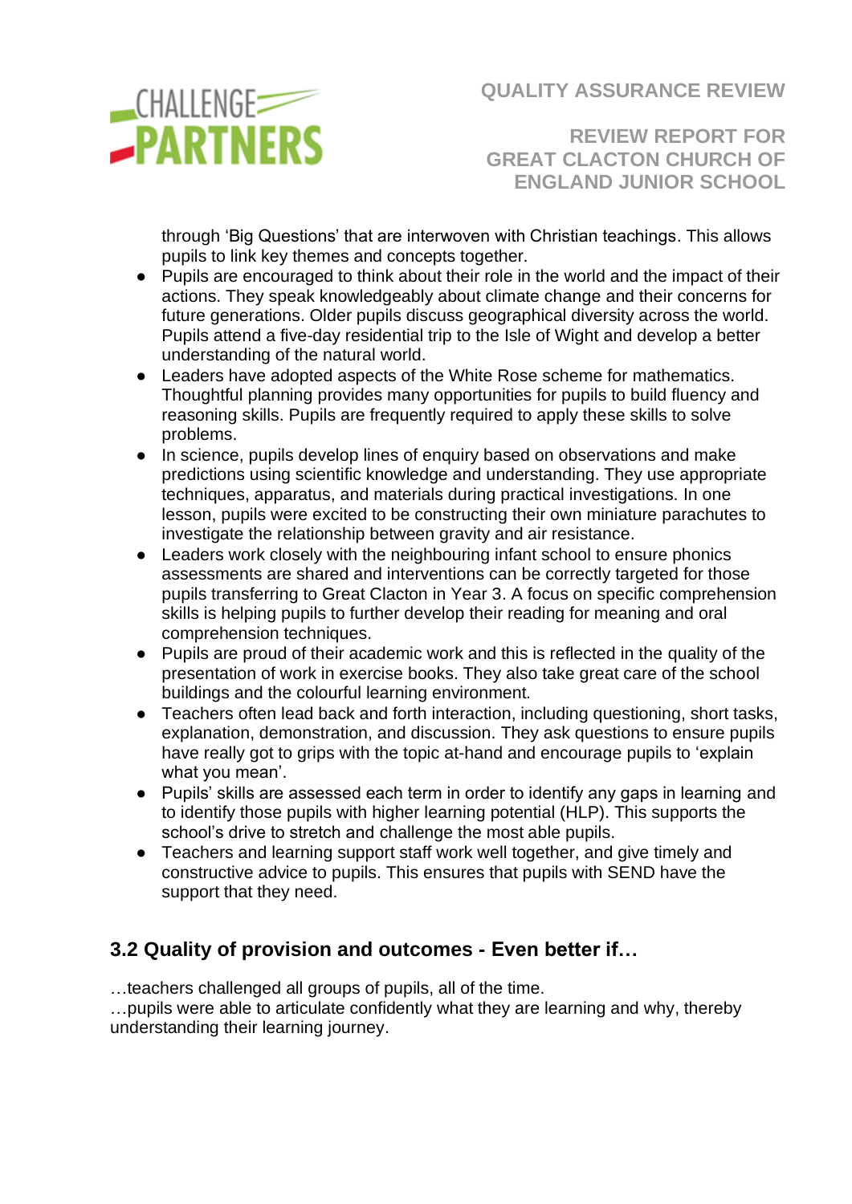through 'Big Questions' that are interwoven with Christian teachings. This allows pupils to link key themes and concepts together.

- Pupils are encouraged to think about their role in the world and the impact of their actions. They speak knowledgeably about climate change and their concerns for future generations. Older pupils discuss geographical diversity across the world. Pupils attend a five-day residential trip to the Isle of Wight and develop a better understanding of the natural world.
- Leaders have adopted aspects of the White Rose scheme for mathematics. Thoughtful planning provides many opportunities for pupils to build fluency and reasoning skills. Pupils are frequently required to apply these skills to solve problems.
- In science, pupils develop lines of enquiry based on observations and make predictions using scientific knowledge and understanding. They use appropriate techniques, apparatus, and materials during practical investigations. In one lesson, pupils were excited to be constructing their own miniature parachutes to investigate the relationship between gravity and air resistance.
- Leaders work closely with the neighbouring infant school to ensure phonics assessments are shared and interventions can be correctly targeted for those pupils transferring to Great Clacton in Year 3. A focus on specific comprehension skills is helping pupils to further develop their reading for meaning and oral comprehension techniques.
- Pupils are proud of their academic work and this is reflected in the quality of the presentation of work in exercise books. They also take great care of the school buildings and the colourful learning environment.
- Teachers often lead back and forth interaction, including questioning, short tasks, explanation, demonstration, and discussion. They ask questions to ensure pupils have really got to grips with the topic at-hand and encourage pupils to 'explain what you mean'.
- Pupils' skills are assessed each term in order to identify any gaps in learning and to identify those pupils with higher learning potential (HLP). This supports the school's drive to stretch and challenge the most able pupils.
- Teachers and learning support staff work well together, and give timely and constructive advice to pupils. This ensures that pupils with SEND have the support that they need.

## 3.2 Quality of provision and outcomes - Even better if…

…teachers challenged all groups of pupils, all of the time.

…pupils were able to articulate confidently what they are learning and why, thereby understanding their learning journey.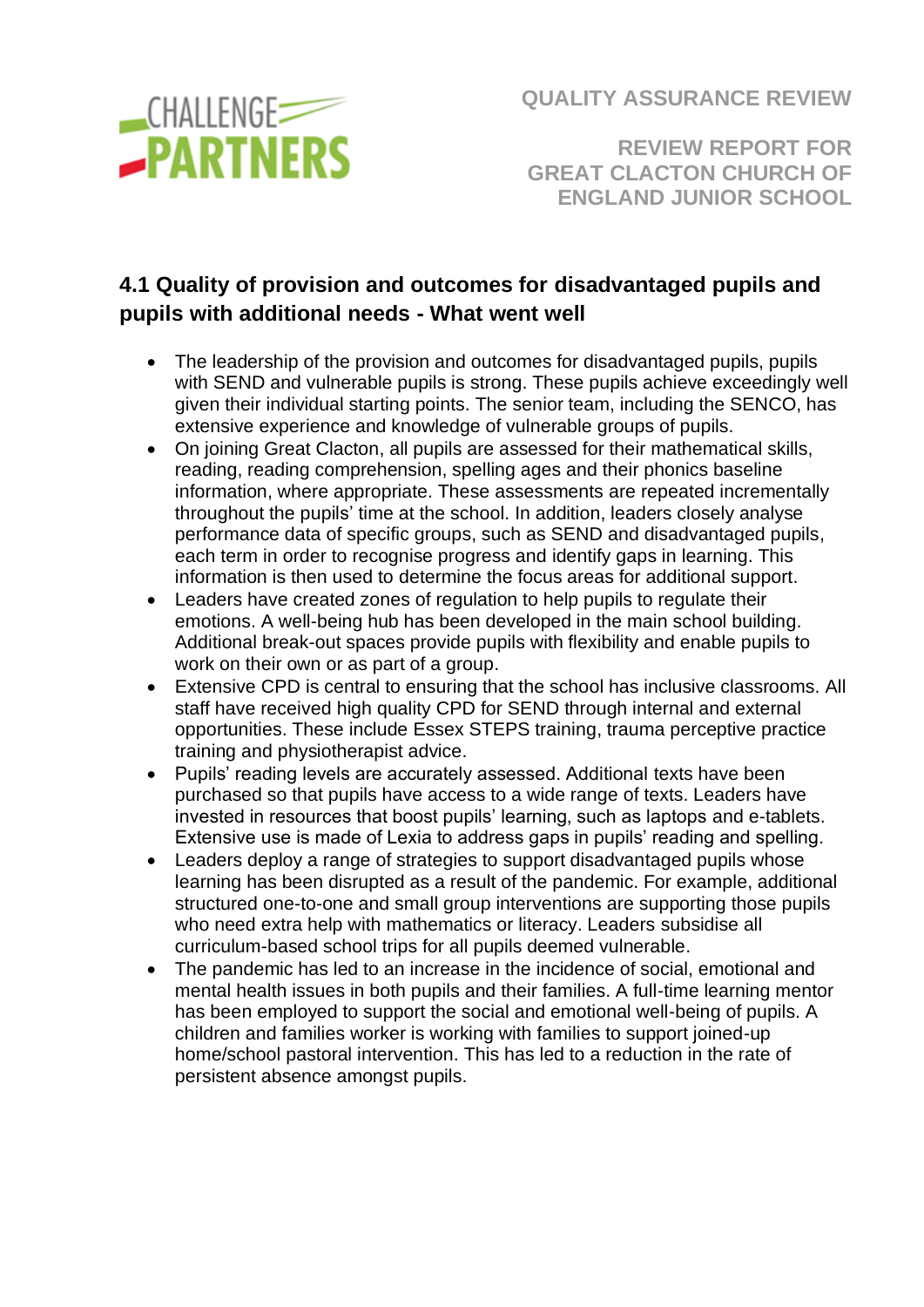## 4.1 Quality of provision and outcomes for disadvantaged pupils and pupils with additional needs - What went well

- The leadership of the provision and outcomes for disadvantaged pupils, pupils with SEND and vulnerable pupils is strong. These pupils achieve exceedingly well given their individual starting points. The senior team, including the SENCO, has extensive experience and knowledge of vulnerable groups of pupils.
- On joining Great Clacton, all pupils are assessed for their mathematical skills, reading, reading comprehension, spelling ages and their phonics baseline information, where appropriate. These assessments are repeated incrementally throughout the pupils' time at the school. In addition, leaders closely analyse performance data of specific groups, such as SEND and disadvantaged pupils, each term in order to recognise progress and identify gaps in learning. This information is then used to determine the focus areas for additional support.
- Leaders have created zones of regulation to help pupils to regulate their emotions. A well-being hub has been developed in the main school building. Additional break-out spaces provide pupils with flexibility and enable pupils to work on their own or as part of a group.
- Extensive CPD is central to ensuring that the school has inclusive classrooms. All staff have received high quality CPD for SEND through internal and external opportunities. These include Essex STEPS training, trauma perceptive practice training and physiotherapist advice.
- Pupils' reading levels are accurately assessed. Additional texts have been purchased so that pupils have access to a wide range of texts. Leaders have invested in resources that boost pupils' learning, such as laptops and e-tablets. Extensive use is made of Lexia to address gaps in pupils' reading and spelling.
- Leaders deploy a range of strategies to support disadvantaged pupils whose learning has been disrupted as a result of the pandemic. For example, additional structured one-to-one and small group interventions are supporting those pupils who need extra help with mathematics or literacy. Leaders subsidise all curriculum-based school trips for all pupils deemed vulnerable.
- The pandemic has led to an increase in the incidence of social, emotional and mental health issues in both pupils and their families. A full-time learning mentor has been employed to support the social and emotional well-being of pupils. A children and families worker is working with families to support joined-up home/school pastoral intervention. This has led to a reduction in the rate of persistent absence amongst pupils.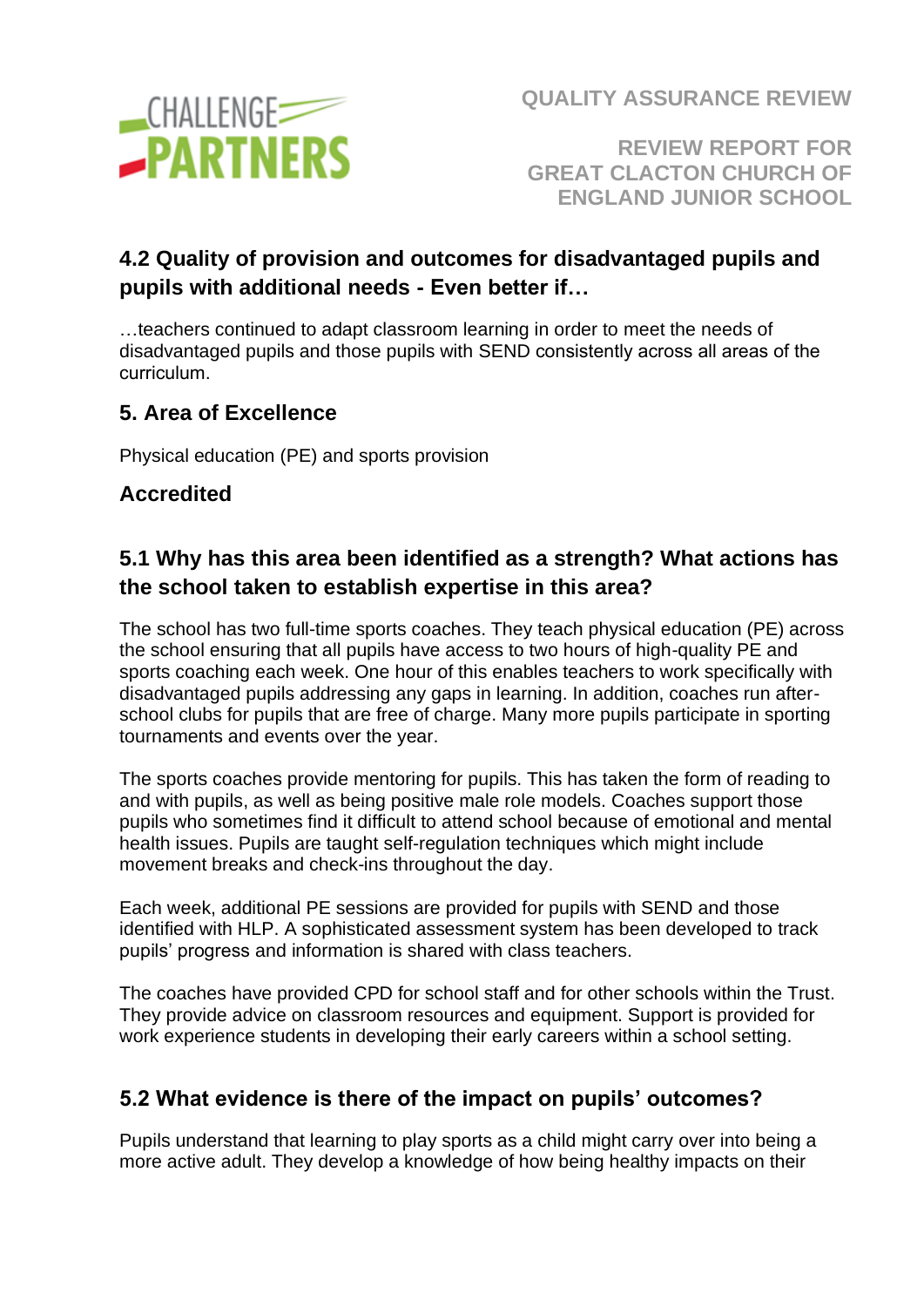## 4.2 Quality of provision and outcomes for disadvantaged pupils and pupils with additional needs - Even better if…

…teachers continued to adapt classroom learning in order to meet the needs of disadvantaged pupils and those pupils with SEND consistently across all areas of the curriculum.

## 5. Area of Excellence

Physical education (PE) and sports provision

### Accredited

## 5.1 Why has this area been identified as a strength? What actions has the school taken to establish expertise in this area?

The school has two full-time sports coaches. They teach physical education (PE) across the school ensuring that all pupils have access to two hours of high-quality PE and sports coaching each week. One hour of this enables teachers to work specifically with disadvantaged pupils addressing any gaps in learning. In addition, coaches run after-school clubs for pupils that are free of charge. Many more pupils participate in sporting tournaments and events over the year.

The sports coaches provide mentoring for pupils. This has taken the form of reading to and with pupils, as well as being positive male role models. Coaches support those pupils who sometimes find it difficult to attend school because of emotional and mental health issues. Pupils are taught self-regulation techniques which might include movement breaks and check-ins throughout the day.

Each week, additional PE sessions are provided for pupils with SEND and those identified with HLP. A sophisticated assessment system has been developed to track pupils' progress and information is shared with class teachers.

The coaches have provided CPD for school staff and for other schools within the Trust. They provide advice on classroom resources and equipment. Support is provided for work experience students in developing their early careers within a school setting.

## 5.2 What evidence is there of the impact on pupils' outcomes?

Pupils understand that learning to play sports as a child might carry over into being a more active adult. They develop a knowledge of how being healthy impacts on their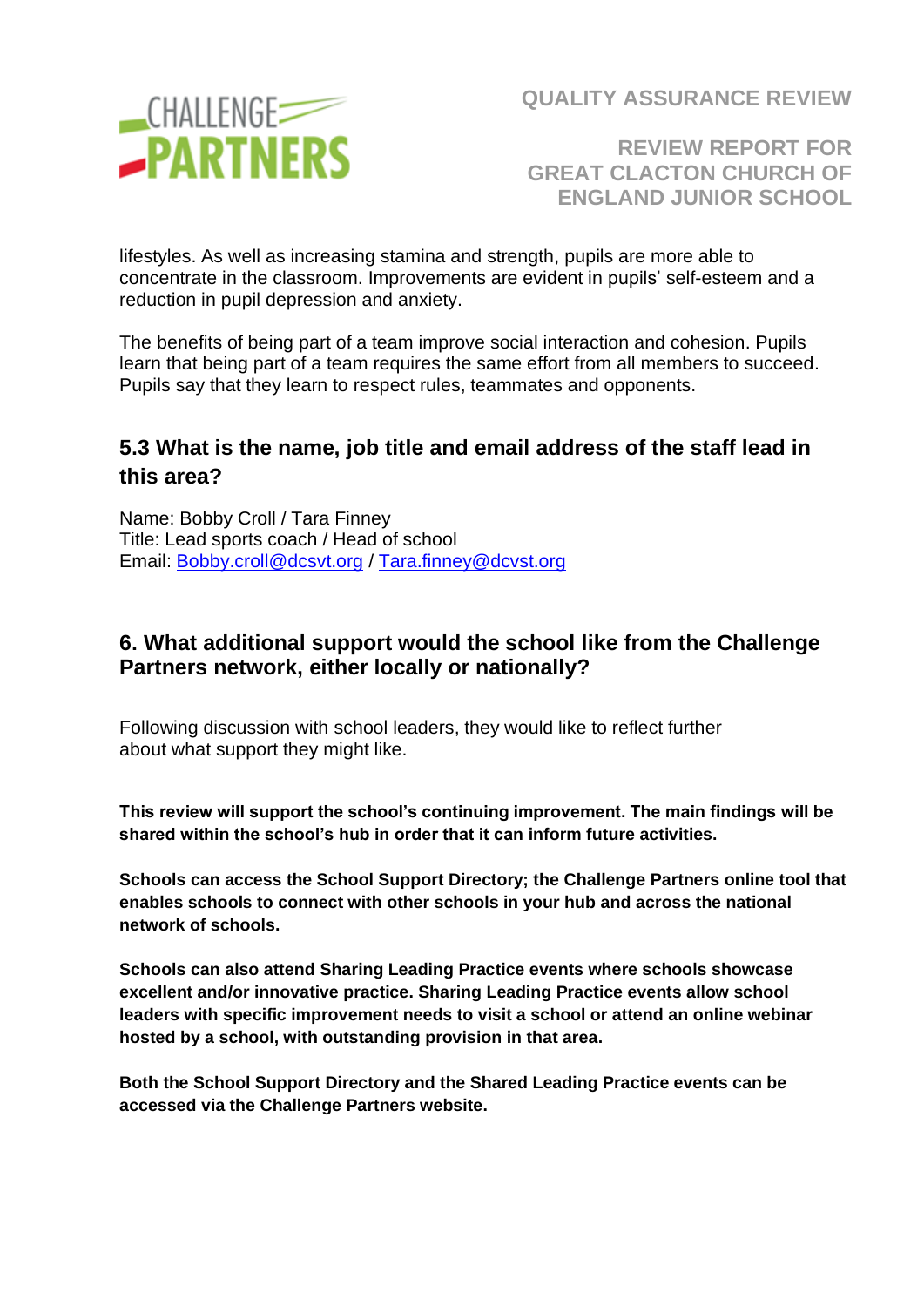lifestyles. As well as increasing stamina and strength, pupils are more able to concentrate in the classroom. Improvements are evident in pupils' self-esteem and a reduction in pupil depression and anxiety.

The benefits of being part of a team improve social interaction and cohesion. Pupils learn that being part of a team requires the same effort from all members to succeed. Pupils say that they learn to respect rules, teammates and opponents.

### 5.3 What is the name, job title and email address of the staff lead in this area?

Name: Bobby Croll / Tara Finney
Title: Lead sports coach / Head of school
Email: Bobby.croll@dcsvt.org / Tara.finney@dcvst.org

## 6. What additional support would the school like from the Challenge Partners network, either locally or nationally?

Following discussion with school leaders, they would like to reflect further about what support they might like.

**This review will support the school's continuing improvement. The main findings will be shared within the school's hub in order that it can inform future activities.**

**Schools can access the School Support Directory; the Challenge Partners online tool that enables schools to connect with other schools in your hub and across the national network of schools.**

**Schools can also attend Sharing Leading Practice events where schools showcase excellent and/or innovative practice. Sharing Leading Practice events allow school leaders with specific improvement needs to visit a school or attend an online webinar hosted by a school, with outstanding provision in that area.**

**Both the School Support Directory and the Shared Leading Practice events can be accessed via the Challenge Partners website.**